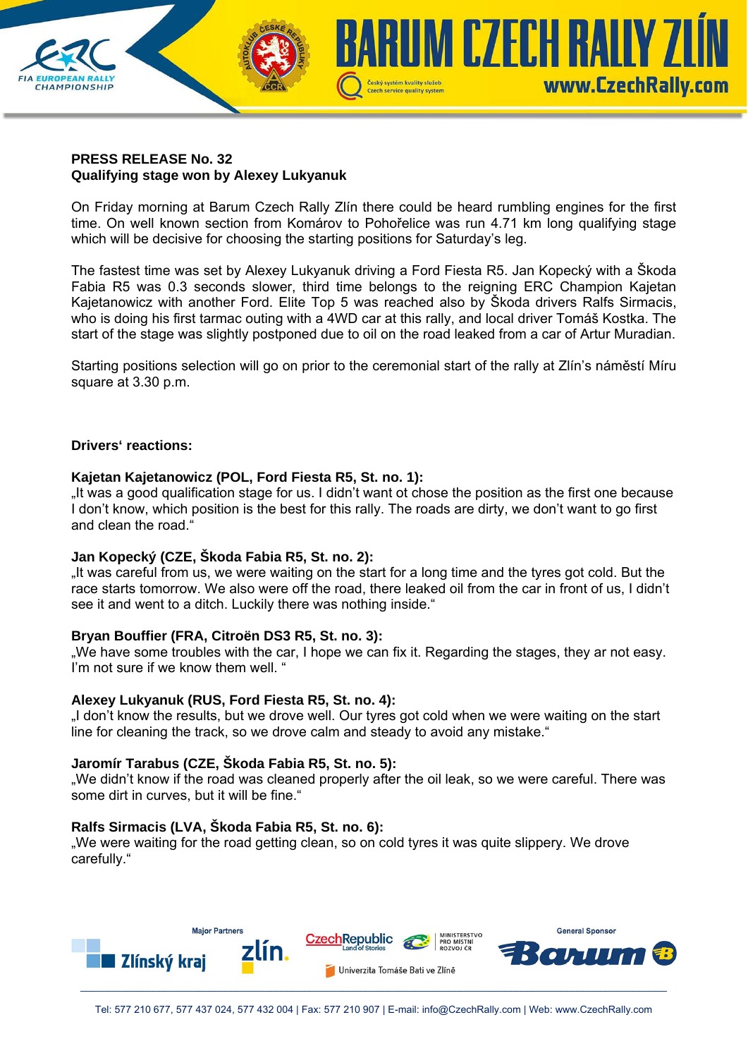**PRESS RELEASE No. 32**
**Qualifying stage won by Alexey Lukyanuk**

On Friday morning at Barum Czech Rally Zlín there could be heard rumbling engines for the first time. On well known section from Komárov to Pohořelice was run 4.71 km long qualifying stage which will be decisive for choosing the starting positions for Saturday's leg.

The fastest time was set by Alexey Lukyanuk driving a Ford Fiesta R5. Jan Kopecký with a Škoda Fabia R5 was 0.3 seconds slower, third time belongs to the reigning ERC Champion Kajetan Kajetanowicz with another Ford. Elite Top 5 was reached also by Škoda drivers Ralfs Sirmacis, who is doing his first tarmac outing with a 4WD car at this rally, and local driver Tomáš Kostka. The start of the stage was slightly postponed due to oil on the road leaked from a car of Artur Muradian.

Starting positions selection will go on prior to the ceremonial start of the rally at Zlín's náměstí Míru square at 3.30 p.m.

**Drivers' reactions:**

**Kajetan Kajetanowicz (POL, Ford Fiesta R5, St. no. 1):**
„It was a good qualification stage for us. I didn't want ot chose the position as the first one because I don't know, which position is the best for this rally. The roads are dirty, we don't want to go first and clean the road."

**Jan Kopecký (CZE, Škoda Fabia R5, St. no. 2):**
„It was careful from us, we were waiting on the start for a long time and the tyres got cold. But the race starts tomorrow. We also were off the road, there leaked oil from the car in front of us, I didn't see it and went to a ditch. Luckily there was nothing inside."

**Bryan Bouffier (FRA, Citroën DS3 R5, St. no. 3):**
„We have some troubles with the car, I hope we can fix it. Regarding the stages, they ar not easy. I'm not sure if we know them well. "

**Alexey Lukyanuk (RUS, Ford Fiesta R5, St. no. 4):**
„I don't know the results, but we drove well. Our tyres got cold when we were waiting on the start line for cleaning the track, so we drove calm and steady to avoid any mistake."

**Jaromír Tarabus (CZE, Škoda Fabia R5, St. no. 5):**
„We didn't know if the road was cleaned properly after the oil leak, so we were careful. There was some dirt in curves, but it will be fine."

**Ralfs Sirmacis (LVA, Škoda Fabia R5, St. no. 6):**
„We were waiting for the road getting clean, so on cold tyres it was quite slippery. We drove carefully."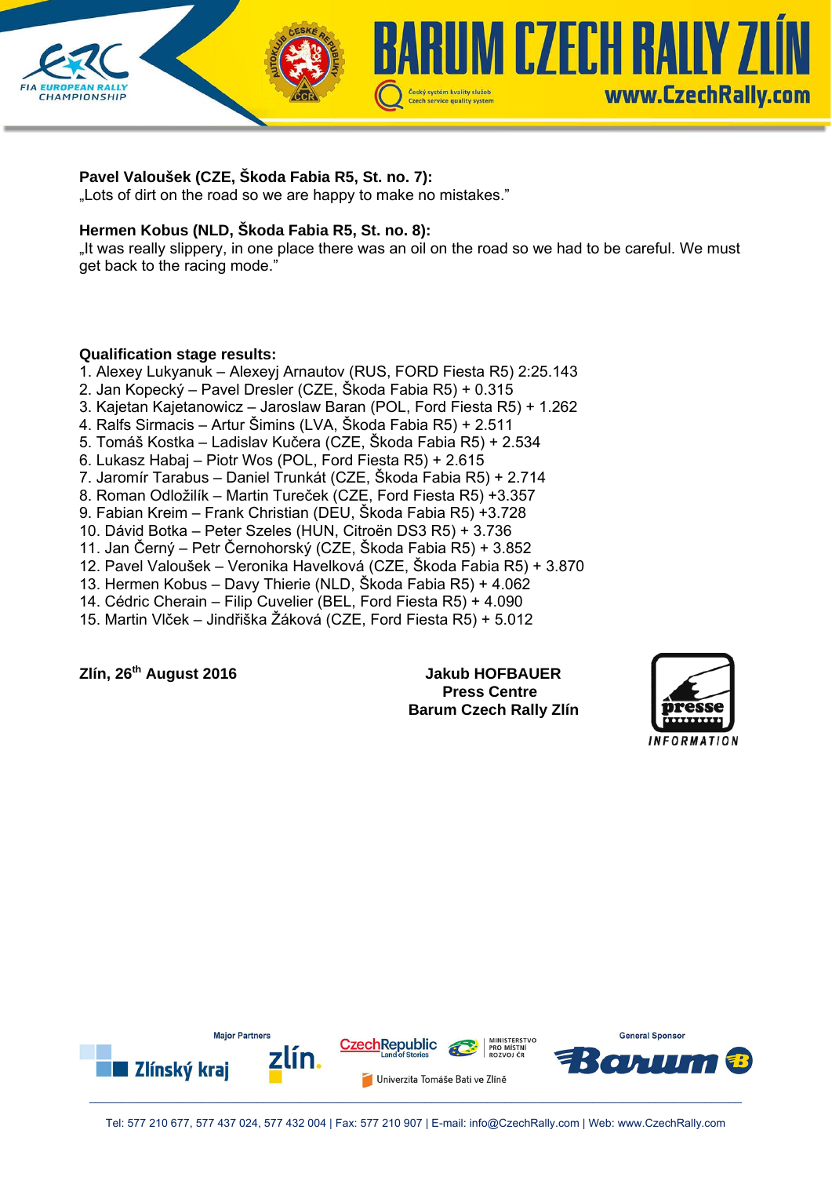**Pavel Valoušek (CZE, Škoda Fabia R5, St. no. 7):**
„Lots of dirt on the road so we are happy to make no mistakes."

**Hermen Kobus (NLD, Škoda Fabia R5, St. no. 8):**
„It was really slippery, in one place there was an oil on the road so we had to be careful. We must get back to the racing mode."

**Qualification stage results:**

1. Alexey Lukyanuk – Alexeyj Arnautov (RUS, FORD Fiesta R5) 2:25.143
2. Jan Kopecký – Pavel Dresler (CZE, Škoda Fabia R5) + 0.315
3. Kajetan Kajetanowicz – Jaroslaw Baran (POL, Ford Fiesta R5) + 1.262
4. Ralfs Sirmacis – Artur Šimins (LVA, Škoda Fabia R5) + 2.511
5. Tomáš Kostka – Ladislav Kučera (CZE, Škoda Fabia R5) + 2.534
6. Lukasz Habaj – Piotr Wos (POL, Ford Fiesta R5) + 2.615
7. Jaromír Tarabus – Daniel Trunkát (CZE, Škoda Fabia R5) + 2.714
8. Roman Odložilík – Martin Tureček (CZE, Ford Fiesta R5) +3.357
9. Fabian Kreim – Frank Christian (DEU, Škoda Fabia R5) +3.728
10. Dávid Botka – Peter Szeles (HUN, Citroën DS3 R5) + 3.736
11. Jan Černý – Petr Černohorský (CZE, Škoda Fabia R5) + 3.852
12. Pavel Valoušek – Veronika Havelková (CZE, Škoda Fabia R5) + 3.870
13. Hermen Kobus – Davy Thierie (NLD, Škoda Fabia R5) + 4.062
14. Cédric Cherain – Filip Cuvelier (BEL, Ford Fiesta R5) + 4.090
15. Martin Vlček – Jindřiška Žáková (CZE, Ford Fiesta R5) + 5.012

**Zlín, 26th August 2016**

**Jakub HOFBAUER**
**Press Centre**
**Barum Czech Rally Zlín**